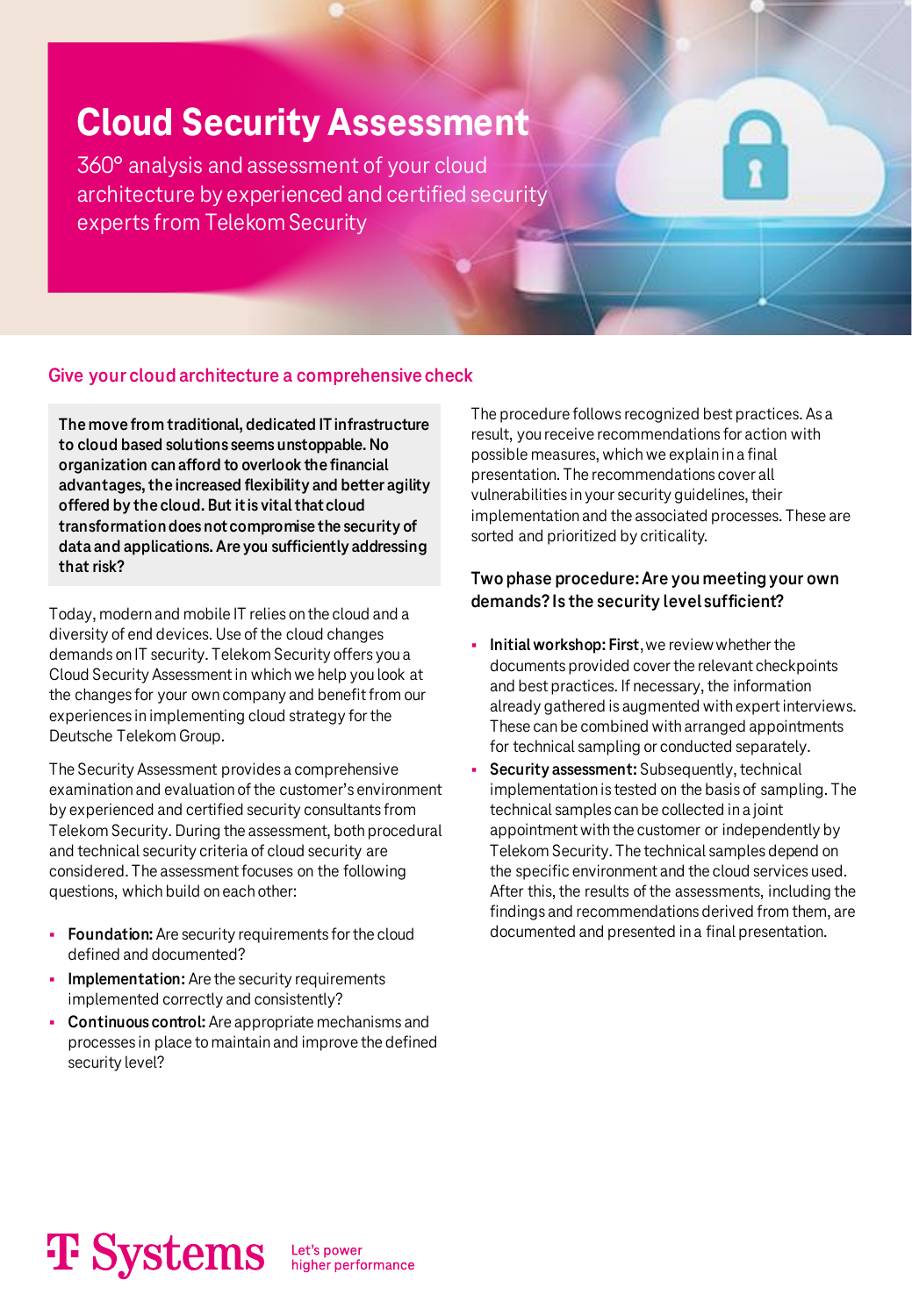# Cloud Security Assessment

360° analysis and assessment of your cloud architecture by experienced and certified security experts from Telekom Security

## Give your cloud architecture a comprehensive check

**The move from traditional, dedicated IT infrastructure to cloud based solutions seems unstoppable. No organization can afford to overlook the financial advantages, the increased flexibility and better agility offered by the cloud. But it is vital that cloud transformation does not compromise the security of data and applications. Are you sufficiently addressing that risk?**

Today, modern and mobile IT relies on the cloud and a diversity of end devices. Use of the cloud changes demands on IT security. Telekom Security offers you a Cloud Security Assessment in which we help you look at the changes for your own company and benefit from our experiences in implementing cloud strategy for the Deutsche Telekom Group.

The Security Assessment provides a comprehensive examination and evaluation of the customer's environment by experienced and certified security consultants from Telekom Security. During the assessment, both procedural and technical security criteria of cloud security are considered. The assessment focuses on the following questions, which build on each other:

- **Foundation:** Are security requirements for the cloud defined and documented?
- **Implementation:** Are the security requirements implemented correctly and consistently?
- **Continuous control:** Are appropriate mechanisms and processes in place to maintain and improve the defined security level?

The procedure follows recognized best practices. As a result, you receive recommendations for action with possible measures, which we explain in a final presentation. The recommendations cover all vulnerabilities in your security guidelines, their implementation and the associated processes. These are sorted and prioritized by criticality.

### Two phase procedure: Are you meeting your own demands? Is the security level sufficient?

- **Initial workshop: First**, we review whether the documents provided cover the relevant checkpoints and best practices. If necessary, the information already gathered is augmented with expert interviews. These can be combined with arranged appointments for technical sampling or conducted separately.
- **Security assessment:** Subsequently, technical implementation is tested on the basis of sampling. The technical samples can be collected in a joint appointment with the customer or independently by Telekom Security. The technical samples depend on the specific environment and the cloud services used. After this, the results of the assessments, including the findings and recommendations derived from them, are documented and presented in a final presentation.

T Systems Let's power higher performance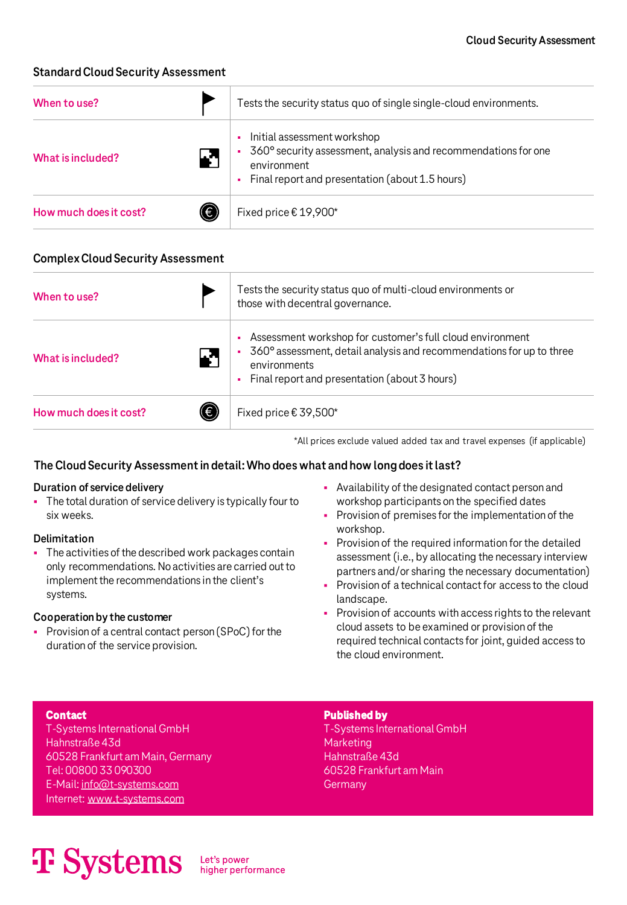## Standard Cloud Security Assessment

| | |
|---|---|
| **When to use?** | Tests the security status quo of single single-cloud environments. |
| **What is included?** | ▪ Initial assessment workshop<br>▪ 360° security assessment, analysis and recommendations for one environment<br>▪ Final report and presentation (about 1.5 hours) |
| **How much does it cost?** | Fixed price € 19,900* |

## Complex Cloud Security Assessment

| | |
|---|---|
| **When to use?** | Tests the security status quo of multi-cloud environments or those with decentral governance. |
| **What is included?** | ▪ Assessment workshop for customer's full cloud environment<br>▪ 360° assessment, detail analysis and recommendations for up to three environments<br>▪ Final report and presentation (about 3 hours) |
| **How much does it cost?** | Fixed price € 39,500* |

*All prices exclude valued added tax and travel expenses (if applicable)

## The Cloud Security Assessment in detail: Who does what and how long does it last?

### Duration of service delivery

- The total duration of service delivery is typically four to six weeks.

### Delimitation

- The activities of the described work packages contain only recommendations. No activities are carried out to implement the recommendations in the client's systems.

### Cooperation by the customer

- Provision of a central contact person (SPoC) for the duration of the service provision.
- Availability of the designated contact person and workshop participants on the specified dates
- Provision of premises for the implementation of the workshop.
- Provision of the required information for the detailed assessment (i.e., by allocating the necessary interview partners and/or sharing the necessary documentation)
- Provision of a technical contact for access to the cloud landscape.
- Provision of accounts with access rights to the relevant cloud assets to be examined or provision of the required technical contacts for joint, guided access to the cloud environment.

**Contact**
T-Systems International GmbH
Hahnstraße 43d
60528 Frankfurt am Main, Germany
Tel: 00800 33 090300
E-Mail: info@t-systems.com
Internet: www.t-systems.com

**Published by**
T-Systems International GmbH
Marketing
Hahnstraße 43d
60528 Frankfurt am Main
Germany

T Systems
Let's power higher performance